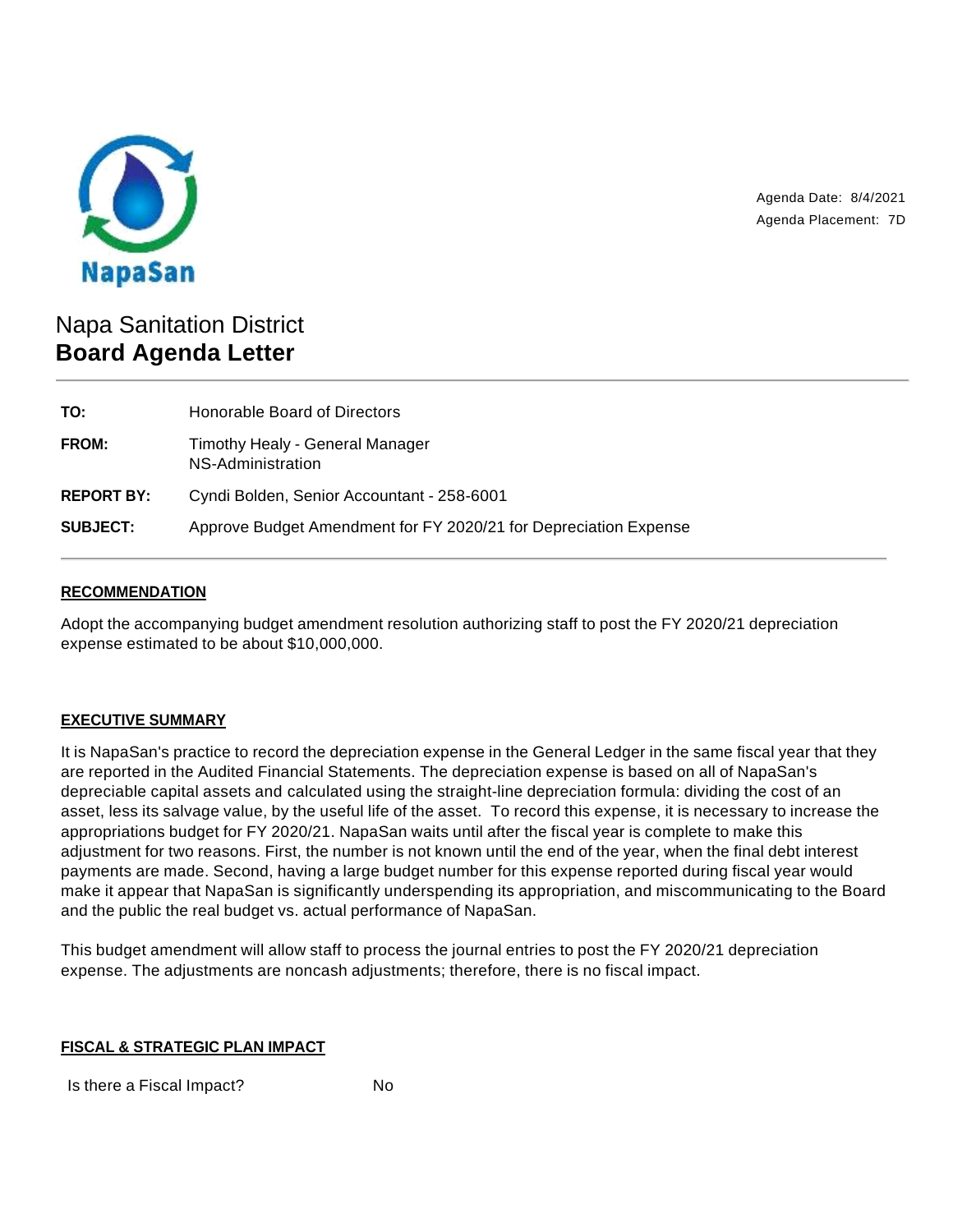NapaSan

Agenda Date: 8/4/2021
Agenda Placement: 7D

# Napa Sanitation District
# **Board Agenda Letter**

---

| | |
|---|---|
| **TO:** | Honorable Board of Directors |
| **FROM:** | Timothy Healy - General Manager<br>NS-Administration |
| **REPORT BY:** | Cyndi Bolden, Senior Accountant - 258-6001 |
| **SUBJECT:** | Approve Budget Amendment for FY 2020/21 for Depreciation Expense |

---

## RECOMMENDATION

Adopt the accompanying budget amendment resolution authorizing staff to post the FY 2020/21 depreciation expense estimated to be about $10,000,000.

## EXECUTIVE SUMMARY

It is NapaSan's practice to record the depreciation expense in the General Ledger in the same fiscal year that they are reported in the Audited Financial Statements. The depreciation expense is based on all of NapaSan's depreciable capital assets and calculated using the straight-line depreciation formula: dividing the cost of an asset, less its salvage value, by the useful life of the asset. To record this expense, it is necessary to increase the appropriations budget for FY 2020/21. NapaSan waits until after the fiscal year is complete to make this adjustment for two reasons. First, the number is not known until the end of the year, when the final debt interest payments are made. Second, having a large budget number for this expense reported during fiscal year would make it appear that NapaSan is significantly underspending its appropriation, and miscommunicating to the Board and the public the real budget vs. actual performance of NapaSan.

This budget amendment will allow staff to process the journal entries to post the FY 2020/21 depreciation expense. The adjustments are noncash adjustments; therefore, there is no fiscal impact.

## FISCAL & STRATEGIC PLAN IMPACT

| | |
|---|---|
| Is there a Fiscal Impact? | No |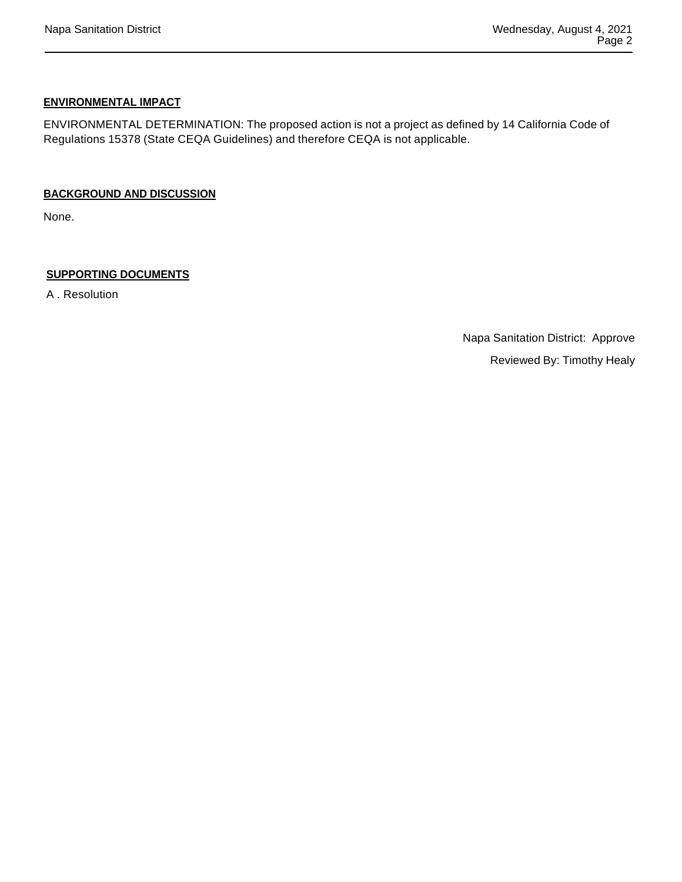**ENVIRONMENTAL IMPACT**

ENVIRONMENTAL DETERMINATION: The proposed action is not a project as defined by 14 California Code of Regulations 15378 (State CEQA Guidelines) and therefore CEQA is not applicable.

**BACKGROUND AND DISCUSSION**

None.

**SUPPORTING DOCUMENTS**

A . Resolution

Napa Sanitation District: Approve

Reviewed By: Timothy Healy